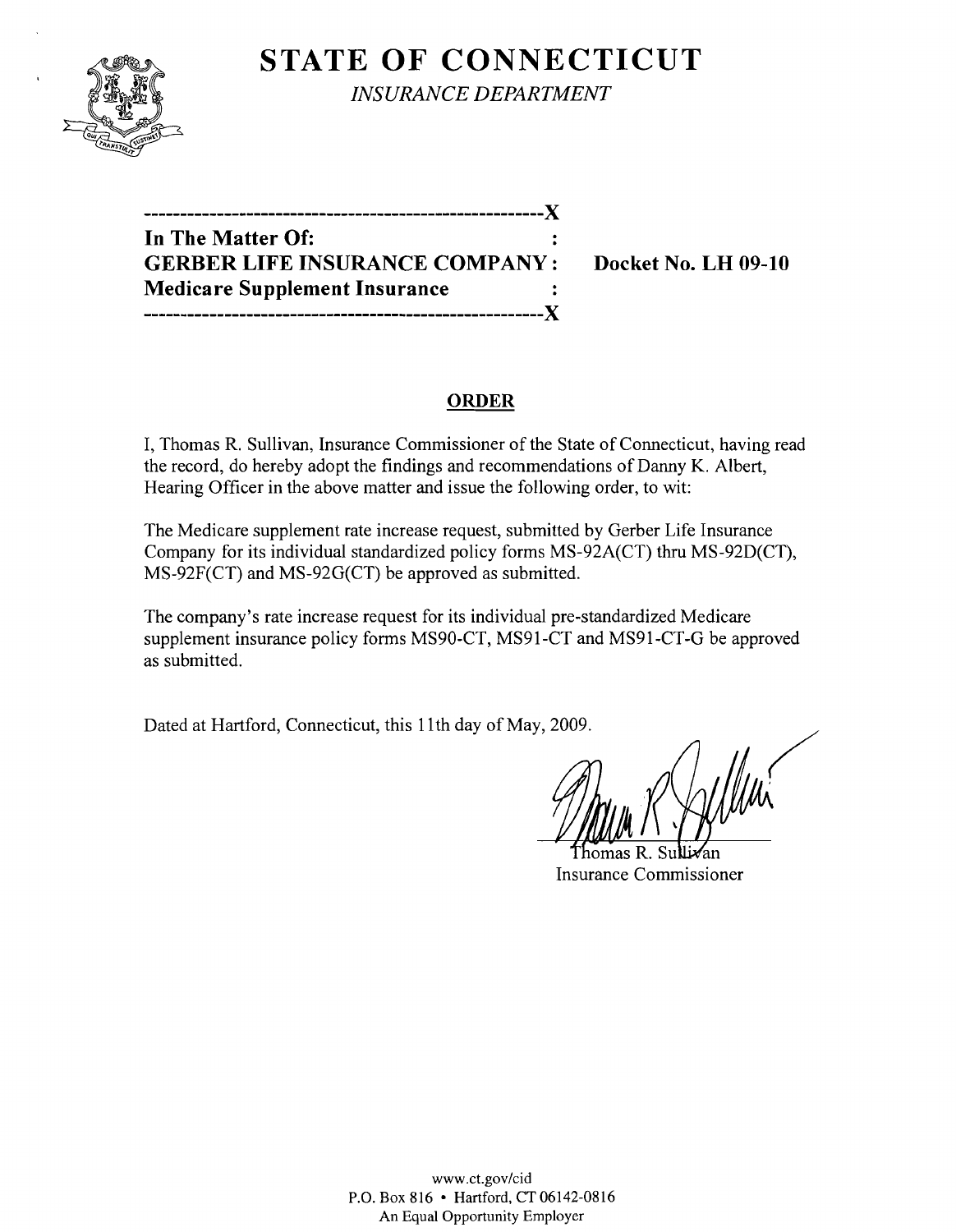# STATE OF CONNECTICUT

*INSURANCE DEPARTMENT*

---------------------------------------------------------X
**In The Matter Of:** :
**GERBER LIFE INSURANCE COMPANY:** **Docket No. LH 09-10**
**Medicare Supplement Insurance** :
---------------------------------------------------------X

## ORDER

I, Thomas R. Sullivan, Insurance Commissioner of the State of Connecticut, having read the record, do hereby adopt the findings and recommendations of Danny K. Albert, Hearing Officer in the above matter and issue the following order, to wit:

The Medicare supplement rate increase request, submitted by Gerber Life Insurance Company for its individual standardized policy forms MS-92A(CT) thru MS-92D(CT), MS-92F(CT) and MS-92G(CT) be approved as submitted.

The company's rate increase request for its individual pre-standardized Medicare supplement insurance policy forms MS90-CT, MS91-CT and MS91-CT-G be approved as submitted.

Dated at Hartford, Connecticut, this 11th day of May, 2009.

Thomas R. Sullivan
Insurance Commissioner

www.ct.gov/cid
P.O. Box 816 • Hartford, CT 06142-0816
An Equal Opportunity Employer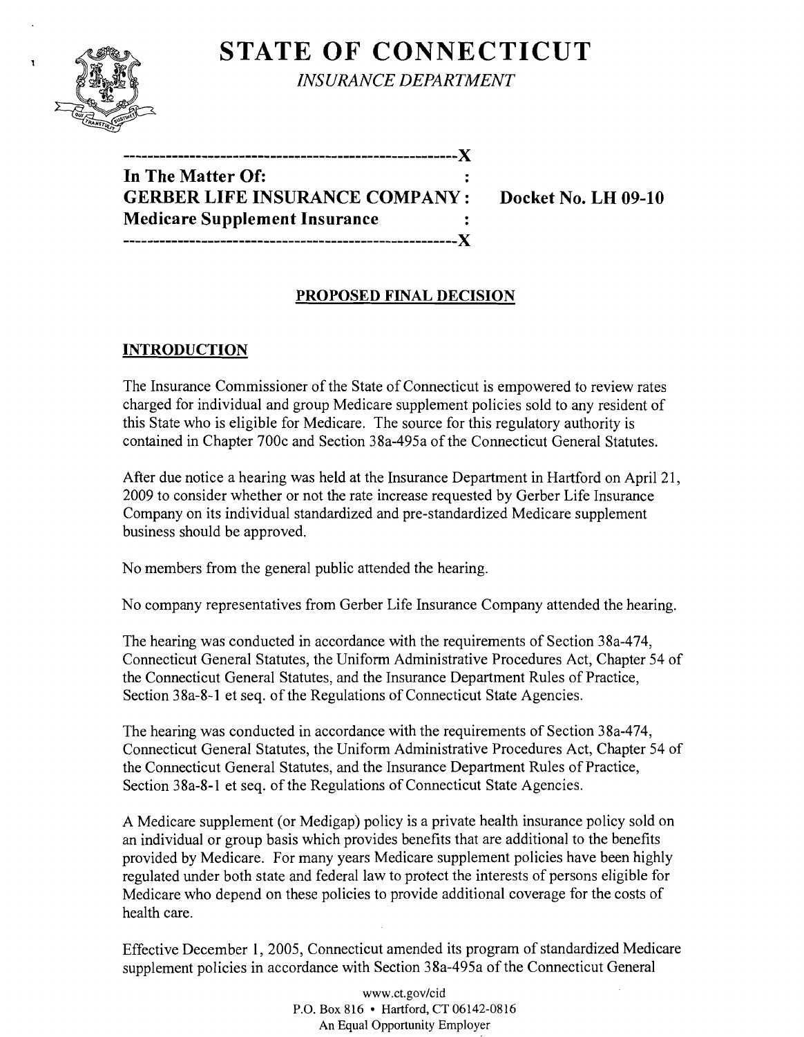# STATE OF CONNECTICUT

*INSURANCE DEPARTMENT*

---------------------------------------------------------X
**In The Matter Of:** :
**GERBER LIFE INSURANCE COMPANY** : **Docket No. LH 09-10**
**Medicare Supplement Insurance** :
---------------------------------------------------------X

## PROPOSED FINAL DECISION

## INTRODUCTION

The Insurance Commissioner of the State of Connecticut is empowered to review rates charged for individual and group Medicare supplement policies sold to any resident of this State who is eligible for Medicare. The source for this regulatory authority is contained in Chapter 700c and Section 38a-495a of the Connecticut General Statutes.

After due notice a hearing was held at the Insurance Department in Hartford on April 21, 2009 to consider whether or not the rate increase requested by Gerber Life Insurance Company on its individual standardized and pre-standardized Medicare supplement business should be approved.

No members from the general public attended the hearing.

No company representatives from Gerber Life Insurance Company attended the hearing.

The hearing was conducted in accordance with the requirements of Section 38a-474, Connecticut General Statutes, the Uniform Administrative Procedures Act, Chapter 54 of the Connecticut General Statutes, and the Insurance Department Rules of Practice, Section 38a-8-1 et seq. of the Regulations of Connecticut State Agencies.

The hearing was conducted in accordance with the requirements of Section 38a-474, Connecticut General Statutes, the Uniform Administrative Procedures Act, Chapter 54 of the Connecticut General Statutes, and the Insurance Department Rules of Practice, Section 38a-8-1 et seq. of the Regulations of Connecticut State Agencies.

A Medicare supplement (or Medigap) policy is a private health insurance policy sold on an individual or group basis which provides benefits that are additional to the benefits provided by Medicare. For many years Medicare supplement policies have been highly regulated under both state and federal law to protect the interests of persons eligible for Medicare who depend on these policies to provide additional coverage for the costs of health care.

Effective December 1, 2005, Connecticut amended its program of standardized Medicare supplement policies in accordance with Section 38a-495a of the Connecticut General

www.ct.gov/cid
P.O. Box 816 • Hartford, CT 06142-0816
An Equal Opportunity Employer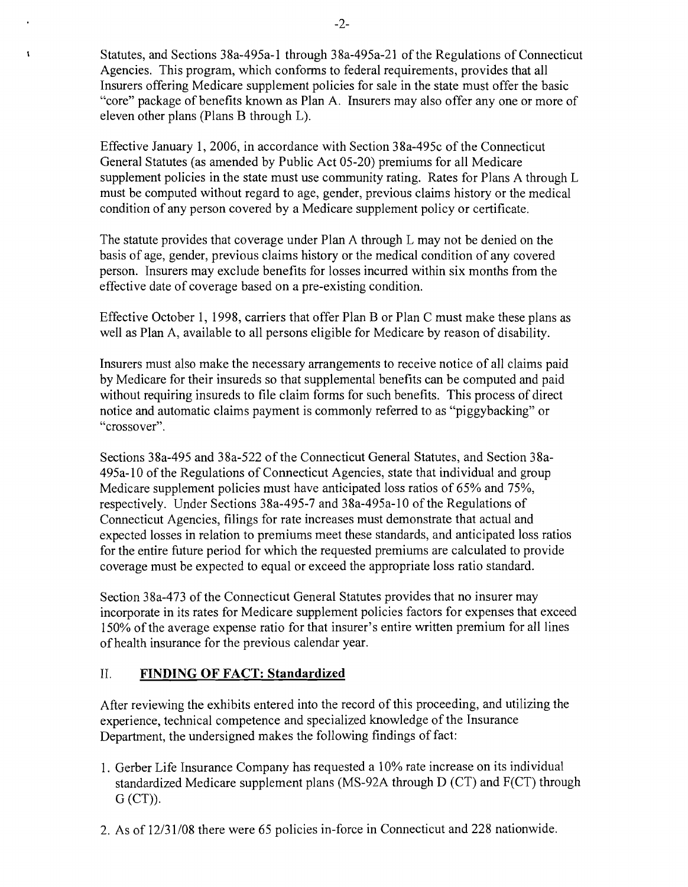Statutes, and Sections 38a-495a-1 through 38a-495a-21 of the Regulations of Connecticut Agencies. This program, which conforms to federal requirements, provides that all Insurers offering Medicare supplement policies for sale in the state must offer the basic "core" package of benefits known as Plan A. Insurers may also offer any one or more of eleven other plans (Plans B through L).

Effective January 1, 2006, in accordance with Section 38a-495c of the Connecticut General Statutes (as amended by Public Act 05-20) premiums for all Medicare supplement policies in the state must use community rating. Rates for Plans A through L must be computed without regard to age, gender, previous claims history or the medical condition of any person covered by a Medicare supplement policy or certificate.

The statute provides that coverage under Plan A through L may not be denied on the basis of age, gender, previous claims history or the medical condition of any covered person. Insurers may exclude benefits for losses incurred within six months from the effective date of coverage based on a pre-existing condition.

Effective October 1, 1998, carriers that offer Plan B or Plan C must make these plans as well as Plan A, available to all persons eligible for Medicare by reason of disability.

Insurers must also make the necessary arrangements to receive notice of all claims paid by Medicare for their insureds so that supplemental benefits can be computed and paid without requiring insureds to file claim forms for such benefits. This process of direct notice and automatic claims payment is commonly referred to as "piggybacking" or "crossover".

Sections 38a-495 and 38a-522 of the Connecticut General Statutes, and Section 38a-495a-10 of the Regulations of Connecticut Agencies, state that individual and group Medicare supplement policies must have anticipated loss ratios of 65% and 75%, respectively. Under Sections 38a-495-7 and 38a-495a-10 of the Regulations of Connecticut Agencies, filings for rate increases must demonstrate that actual and expected losses in relation to premiums meet these standards, and anticipated loss ratios for the entire future period for which the requested premiums are calculated to provide coverage must be expected to equal or exceed the appropriate loss ratio standard.

Section 38a-473 of the Connecticut General Statutes provides that no insurer may incorporate in its rates for Medicare supplement policies factors for expenses that exceed 150% of the average expense ratio for that insurer's entire written premium for all lines of health insurance for the previous calendar year.

## II. **FINDING OF FACT: Standardized**

After reviewing the exhibits entered into the record of this proceeding, and utilizing the experience, technical competence and specialized knowledge of the Insurance Department, the undersigned makes the following findings of fact:

1. Gerber Life Insurance Company has requested a 10% rate increase on its individual standardized Medicare supplement plans (MS-92A through D (CT) and F(CT) through G (CT)).
2. As of 12/31/08 there were 65 policies in-force in Connecticut and 228 nationwide.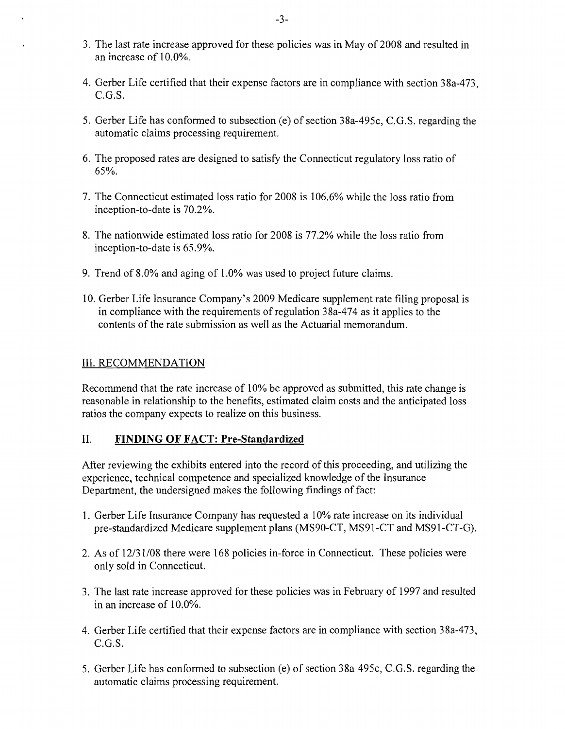3. The last rate increase approved for these policies was in May of 2008 and resulted in an increase of 10.0%.

4. Gerber Life certified that their expense factors are in compliance with section 38a-473, C.G.S.

5. Gerber Life has conformed to subsection (e) of section 38a-495c, C.G.S. regarding the automatic claims processing requirement.

6. The proposed rates are designed to satisfy the Connecticut regulatory loss ratio of 65%.

7. The Connecticut estimated loss ratio for 2008 is 106.6% while the loss ratio from inception-to-date is 70.2%.

8. The nationwide estimated loss ratio for 2008 is 77.2% while the loss ratio from inception-to-date is 65.9%.

9. Trend of 8.0% and aging of 1.0% was used to project future claims.

10. Gerber Life Insurance Company's 2009 Medicare supplement rate filing proposal is in compliance with the requirements of regulation 38a-474 as it applies to the contents of the rate submission as well as the Actuarial memorandum.

## III. RECOMMENDATION

Recommend that the rate increase of 10% be approved as submitted, this rate change is reasonable in relationship to the benefits, estimated claim costs and the anticipated loss ratios the company expects to realize on this business.

## II. **FINDING OF FACT: Pre-Standardized**

After reviewing the exhibits entered into the record of this proceeding, and utilizing the experience, technical competence and specialized knowledge of the Insurance Department, the undersigned makes the following findings of fact:

1. Gerber Life Insurance Company has requested a 10% rate increase on its individual pre-standardized Medicare supplement plans (MS90-CT, MS91-CT and MS91-CT-G).

2. As of 12/31/08 there were 168 policies in-force in Connecticut. These policies were only sold in Connecticut.

3. The last rate increase approved for these policies was in February of 1997 and resulted in an increase of 10.0%.

4. Gerber Life certified that their expense factors are in compliance with section 38a-473, C.G.S.

5. Gerber Life has conformed to subsection (e) of section 38a-495c, C.G.S. regarding the automatic claims processing requirement.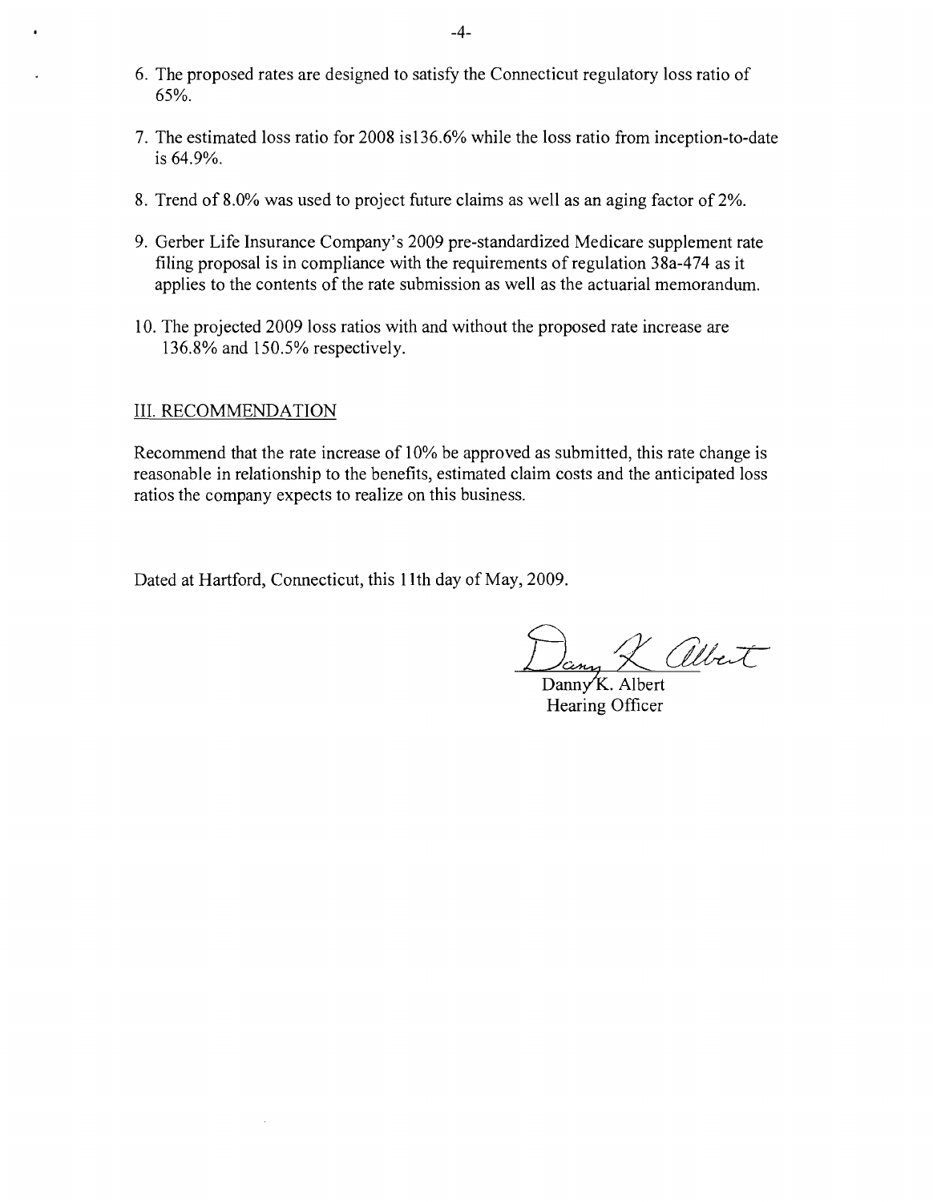6. The proposed rates are designed to satisfy the Connecticut regulatory loss ratio of 65%.

7. The estimated loss ratio for 2008 is136.6% while the loss ratio from inception-to-date is 64.9%.

8. Trend of 8.0% was used to project future claims as well as an aging factor of 2%.

9. Gerber Life Insurance Company's 2009 pre-standardized Medicare supplement rate filing proposal is in compliance with the requirements of regulation 38a-474 as it applies to the contents of the rate submission as well as the actuarial memorandum.

10. The projected 2009 loss ratios with and without the proposed rate increase are 136.8% and 150.5% respectively.

## III. RECOMMENDATION

Recommend that the rate increase of 10% be approved as submitted, this rate change is reasonable in relationship to the benefits, estimated claim costs and the anticipated loss ratios the company expects to realize on this business.

Dated at Hartford, Connecticut, this 11th day of May, 2009.

Danny K. Albert
Hearing Officer